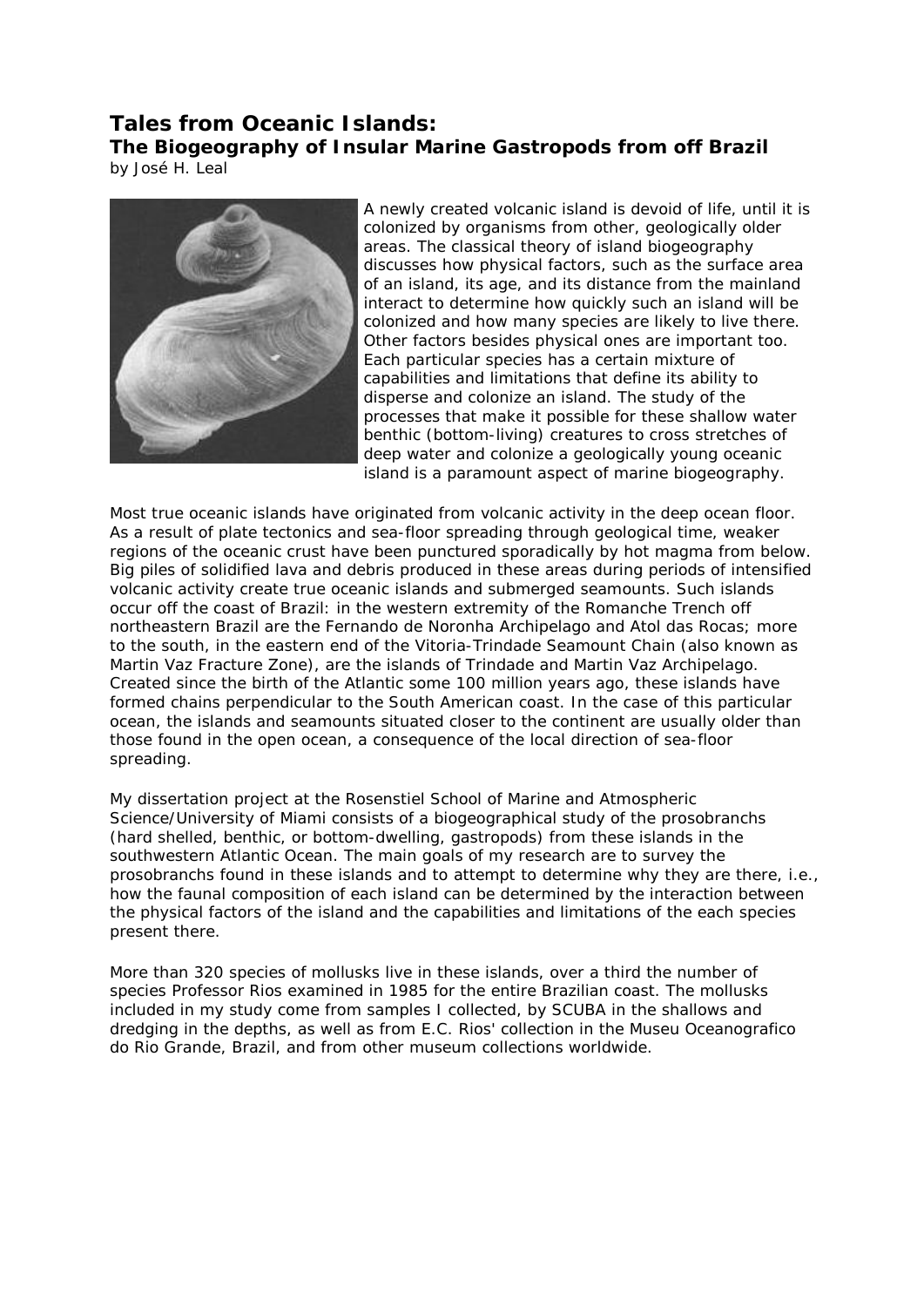# Tales from Oceanic Islands:

## The Biogeography of Insular Marine Gastropods from off Brazil

by José H. Leal

A newly created volcanic island is devoid of life, until it is colonized by organisms from other, geologically older areas. The classical theory of island biogeography discusses how physical factors, such as the surface area of an island, its age, and its distance from the mainland interact to determine how quickly such an island will be colonized and how many species are likely to live there. Other factors besides physical ones are important too. Each particular species has a certain mixture of capabilities and limitations that define its ability to disperse and colonize an island. The study of the processes that make it possible for these shallow water benthic (bottom-living) creatures to cross stretches of deep water and colonize a geologically young oceanic island is a paramount aspect of marine biogeography.

Most true oceanic islands have originated from volcanic activity in the deep ocean floor. As a result of plate tectonics and sea-floor spreading through geological time, weaker regions of the oceanic crust have been punctured sporadically by hot magma from below. Big piles of solidified lava and debris produced in these areas during periods of intensified volcanic activity create true oceanic islands and submerged seamounts. Such islands occur off the coast of Brazil: in the western extremity of the Romanche Trench off northeastern Brazil are the Fernando de Noronha Archipelago and Atol das Rocas; more to the south, in the eastern end of the Vitoria-Trindade Seamount Chain (also known as Martin Vaz Fracture Zone), are the islands of Trindade and Martin Vaz Archipelago. Created since the birth of the Atlantic some 100 million years ago, these islands have formed chains perpendicular to the South American coast. In the case of this particular ocean, the islands and seamounts situated closer to the continent are usually older than those found in the open ocean, a consequence of the local direction of sea-floor spreading.

My dissertation project at the Rosenstiel School of Marine and Atmospheric Science/University of Miami consists of a biogeographical study of the prosobranchs (hard shelled, benthic, or bottom-dwelling, gastropods) from these islands in the southwestern Atlantic Ocean. The main goals of my research are to survey the prosobranchs found in these islands and to attempt to determine why they are there, i.e., how the faunal composition of each island can be determined by the interaction between the physical factors of the island and the capabilities and limitations of the each species present there.

More than 320 species of mollusks live in these islands, over a third the number of species Professor Rios examined in 1985 for the entire Brazilian coast. The mollusks included in my study come from samples I collected, by SCUBA in the shallows and dredging in the depths, as well as from E.C. Rios' collection in the Museu Oceanografico do Rio Grande, Brazil, and from other museum collections worldwide.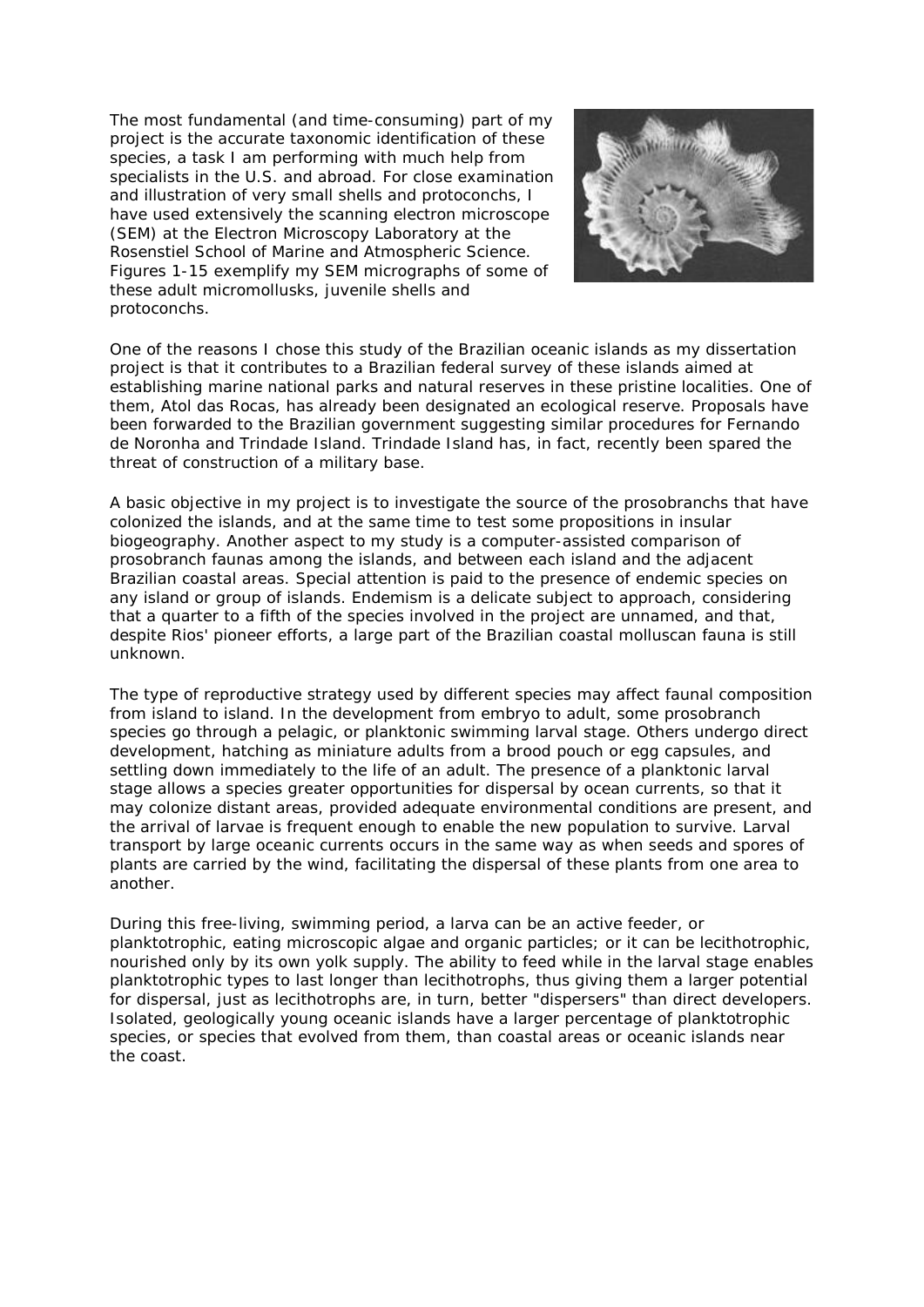The most fundamental (and time-consuming) part of my project is the accurate taxonomic identification of these species, a task I am performing with much help from specialists in the U.S. and abroad. For close examination and illustration of very small shells and protoconchs, I have used extensively the scanning electron microscope (SEM) at the Electron Microscopy Laboratory at the Rosenstiel School of Marine and Atmospheric Science. Figures 1-15 exemplify my SEM micrographs of some of these adult micromollusks, juvenile shells and protoconchs.

One of the reasons I chose this study of the Brazilian oceanic islands as my dissertation project is that it contributes to a Brazilian federal survey of these islands aimed at establishing marine national parks and natural reserves in these pristine localities. One of them, Atol das Rocas, has already been designated an ecological reserve. Proposals have been forwarded to the Brazilian government suggesting similar procedures for Fernando de Noronha and Trindade Island. Trindade Island has, in fact, recently been spared the threat of construction of a military base.

A basic objective in my project is to investigate the source of the prosobranchs that have colonized the islands, and at the same time to test some propositions in insular biogeography. Another aspect to my study is a computer-assisted comparison of prosobranch faunas among the islands, and between each island and the adjacent Brazilian coastal areas. Special attention is paid to the presence of endemic species on any island or group of islands. Endemism is a delicate subject to approach, considering that a quarter to a fifth of the species involved in the project are unnamed, and that, despite Rios' pioneer efforts, a large part of the Brazilian coastal molluscan fauna is still unknown.

The type of reproductive strategy used by different species may affect faunal composition from island to island. In the development from embryo to adult, some prosobranch species go through a pelagic, or planktonic swimming larval stage. Others undergo direct development, hatching as miniature adults from a brood pouch or egg capsules, and settling down immediately to the life of an adult. The presence of a planktonic larval stage allows a species greater opportunities for dispersal by ocean currents, so that it may colonize distant areas, provided adequate environmental conditions are present, and the arrival of larvae is frequent enough to enable the new population to survive. Larval transport by large oceanic currents occurs in the same way as when seeds and spores of plants are carried by the wind, facilitating the dispersal of these plants from one area to another.

During this free-living, swimming period, a larva can be an active feeder, or planktotrophic, eating microscopic algae and organic particles; or it can be lecithotrophic, nourished only by its own yolk supply. The ability to feed while in the larval stage enables planktotrophic types to last longer than lecithotrophs, thus giving them a larger potential for dispersal, just as lecithotrophs are, in turn, better "dispersers" than direct developers. Isolated, geologically young oceanic islands have a larger percentage of planktotrophic species, or species that evolved from them, than coastal areas or oceanic islands near the coast.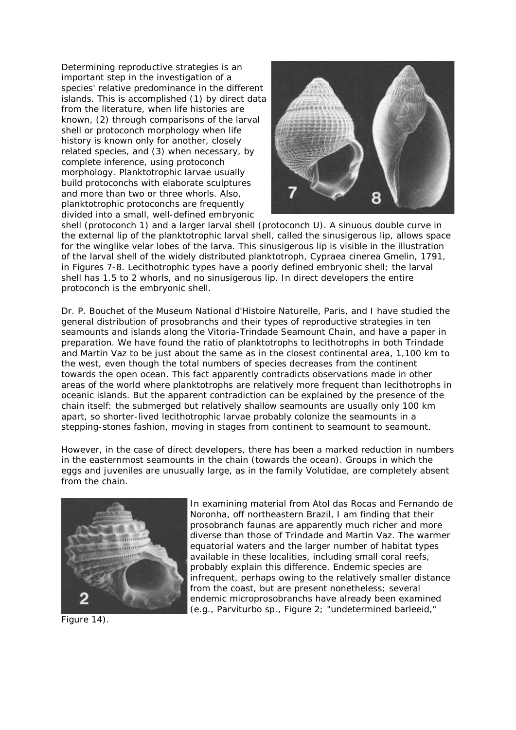Determining reproductive strategies is an important step in the investigation of a species' relative predominance in the different islands. This is accomplished (1) by direct data from the literature, when life histories are known, (2) through comparisons of the larval shell or protoconch morphology when life history is known only for another, closely related species, and (3) when necessary, by complete inference, using protoconch morphology. Planktotrophic larvae usually build protoconchs with elaborate sculptures and more than two or three whorls. Also, planktotrophic protoconchs are frequently divided into a small, well-defined embryonic shell (protoconch 1) and a larger larval shell (protoconch U). A sinuous double curve in the external lip of the planktotrophic larval shell, called the sinusigerous lip, allows space for the winglike velar lobes of the larva. This sinusigerous lip is visible in the illustration of the larval shell of the widely distributed planktotroph, Cypraea cinerea Gmelin, 1791, in Figures 7-8. Lecithotrophic types have a poorly defined embryonic shell; the larval shell has 1.5 to 2 whorls, and no sinusigerous lip. In direct developers the entire protoconch is the embryonic shell.

Dr. P. Bouchet of the Museum National d'Histoire Naturelle, Paris, and I have studied the general distribution of prosobranchs and their types of reproductive strategies in ten seamounts and islands along the Vitoria-Trindade Seamount Chain, and have a paper in preparation. We have found the ratio of planktotrophs to lecithotrophs in both Trindade and Martin Vaz to be just about the same as in the closest continental area, 1,100 km to the west, even though the total numbers of species decreases from the continent towards the open ocean. This fact apparently contradicts observations made in other areas of the world where planktotrophs are relatively more frequent than lecithotrophs in oceanic islands. But the apparent contradiction can be explained by the presence of the chain itself: the submerged but relatively shallow seamounts are usually only 100 km apart, so shorter-lived lecithotrophic larvae probably colonize the seamounts in a stepping-stones fashion, moving in stages from continent to seamount to seamount.

However, in the case of direct developers, there has been a marked reduction in numbers in the easternmost seamounts in the chain (towards the ocean). Groups in which the eggs and juveniles are unusually large, as in the family Volutidae, are completely absent from the chain.

In examining material from Atol das Rocas and Fernando de Noronha, off northeastern Brazil, I am finding that their prosobranch faunas are apparently much richer and more diverse than those of Trindade and Martin Vaz. The warmer equatorial waters and the larger number of habitat types available in these localities, including small coral reefs, probably explain this difference. Endemic species are infrequent, perhaps owing to the relatively smaller distance from the coast, but are present nonetheless; several endemic microprosobranchs have already been examined (e.g., Parviturbo sp., Figure 2; "undetermined barleeid," Figure 14).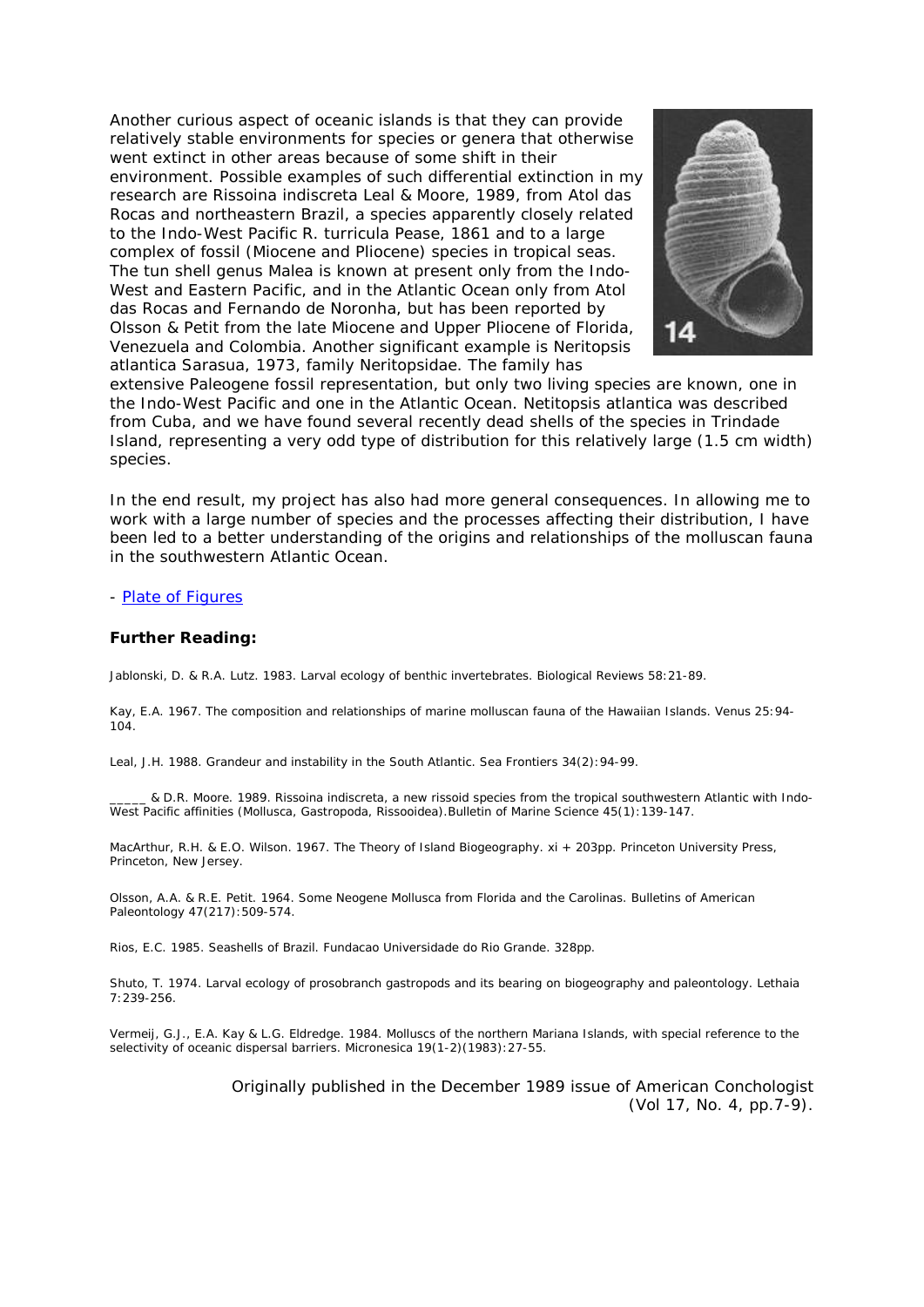Another curious aspect of oceanic islands is that they can provide relatively stable environments for species or genera that otherwise went extinct in other areas because of some shift in their environment. Possible examples of such differential extinction in my research are Rissoina indiscreta Leal & Moore, 1989, from Atol das Rocas and northeastern Brazil, a species apparently closely related to the Indo-West Pacific R. turricula Pease, 1861 and to a large complex of fossil (Miocene and Pliocene) species in tropical seas. The tun shell genus Malea is known at present only from the Indo-West and Eastern Pacific, and in the Atlantic Ocean only from Atol das Rocas and Fernando de Noronha, but has been reported by Olsson & Petit from the late Miocene and Upper Pliocene of Florida, Venezuela and Colombia. Another significant example is Neritopsis atlantica Sarasua, 1973, family Neritopsidae. The family has extensive Paleogene fossil representation, but only two living species are known, one in the Indo-West Pacific and one in the Atlantic Ocean. Netitopsis atlantica was described from Cuba, and we have found several recently dead shells of the species in Trindade Island, representing a very odd type of distribution for this relatively large (1.5 cm width) species.

14

In the end result, my project has also had more general consequences. In allowing me to work with a large number of species and the processes affecting their distribution, I have been led to a better understanding of the origins and relationships of the molluscan fauna in the southwestern Atlantic Ocean.

- Plate of Figures

### Further Reading:

Jablonski, D. & R.A. Lutz. 1983. Larval ecology of benthic invertebrates. Biological Reviews 58:21-89.

Kay, E.A. 1967. The composition and relationships of marine molluscan fauna of the Hawaiian Islands. Venus 25:94-104.

Leal, J.H. 1988. Grandeur and instability in the South Atlantic. Sea Frontiers 34(2):94-99.

_____ & D.R. Moore. 1989. Rissoina indiscreta, a new rissoid species from the tropical southwestern Atlantic with Indo-West Pacific affinities (Mollusca, Gastropoda, Rissooidea).Bulletin of Marine Science 45(1):139-147.

MacArthur, R.H. & E.O. Wilson. 1967. The Theory of Island Biogeography. xi + 203pp. Princeton University Press, Princeton, New Jersey.

Olsson, A.A. & R.E. Petit. 1964. Some Neogene Mollusca from Florida and the Carolinas. Bulletins of American Paleontology 47(217):509-574.

Rios, E.C. 1985. Seashells of Brazil. Fundacao Universidade do Rio Grande. 328pp.

Shuto, T. 1974. Larval ecology of prosobranch gastropods and its bearing on biogeography and paleontology. Lethaia 7:239-256.

Vermeij, G.J., E.A. Kay & L.G. Eldredge. 1984. Molluscs of the northern Mariana Islands, with special reference to the selectivity of oceanic dispersal barriers. Micronesica 19(1-2)(1983):27-55.

Originally published in the December 1989 issue of American Conchologist (Vol 17, No. 4, pp.7-9).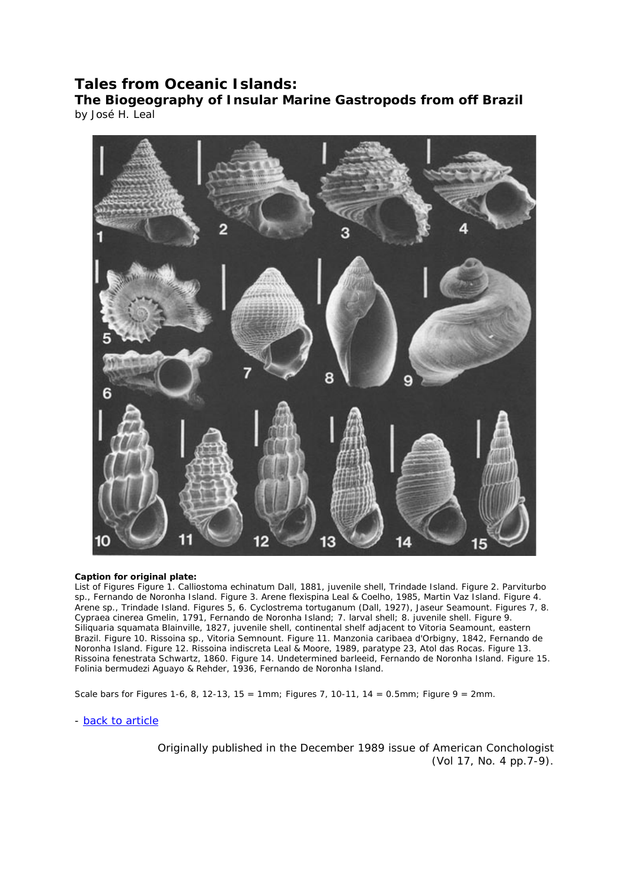# Tales from Oceanic Islands:

## The Biogeography of Insular Marine Gastropods from off Brazil

by José H. Leal

**Caption for original plate:**

List of Figures Figure 1. Calliostoma echinatum Dall, 1881, juvenile shell, Trindade Island. Figure 2. Parviturbo sp., Fernando de Noronha Island. Figure 3. Arene flexispina Leal & Coelho, 1985, Martin Vaz Island. Figure 4. Arene sp., Trindade Island. Figures 5, 6. Cyclostrema tortuganum (Dall, 1927), Jaseur Seamount. Figures 7, 8. Cypraea cinerea Gmelin, 1791, Fernando de Noronha Island; 7. larval shell; 8. juvenile shell. Figure 9. Siliquaria squamata Blainville, 1827, juvenile shell, continental shelf adjacent to Vitoria Seamount, eastern Brazil. Figure 10. Rissoina sp., Vitoria Semnount. Figure 11. Manzonia caribaea d'Orbigny, 1842, Fernando de Noronha Island. Figure 12. Rissoina indiscreta Leal & Moore, 1989, paratype 23, Atol das Rocas. Figure 13. Rissoina fenestrata Schwartz, 1860. Figure 14. Undetermined barleeid, Fernando de Noronha Island. Figure 15. Folinia bermudezi Aguayo & Rehder, 1936, Fernando de Noronha Island.

Scale bars for Figures 1-6, 8, 12-13, 15 = 1mm; Figures 7, 10-11, 14 = 0.5mm; Figure 9 = 2mm.

- back to article

Originally published in the December 1989 issue of American Conchologist (Vol 17, No. 4 pp.7-9).